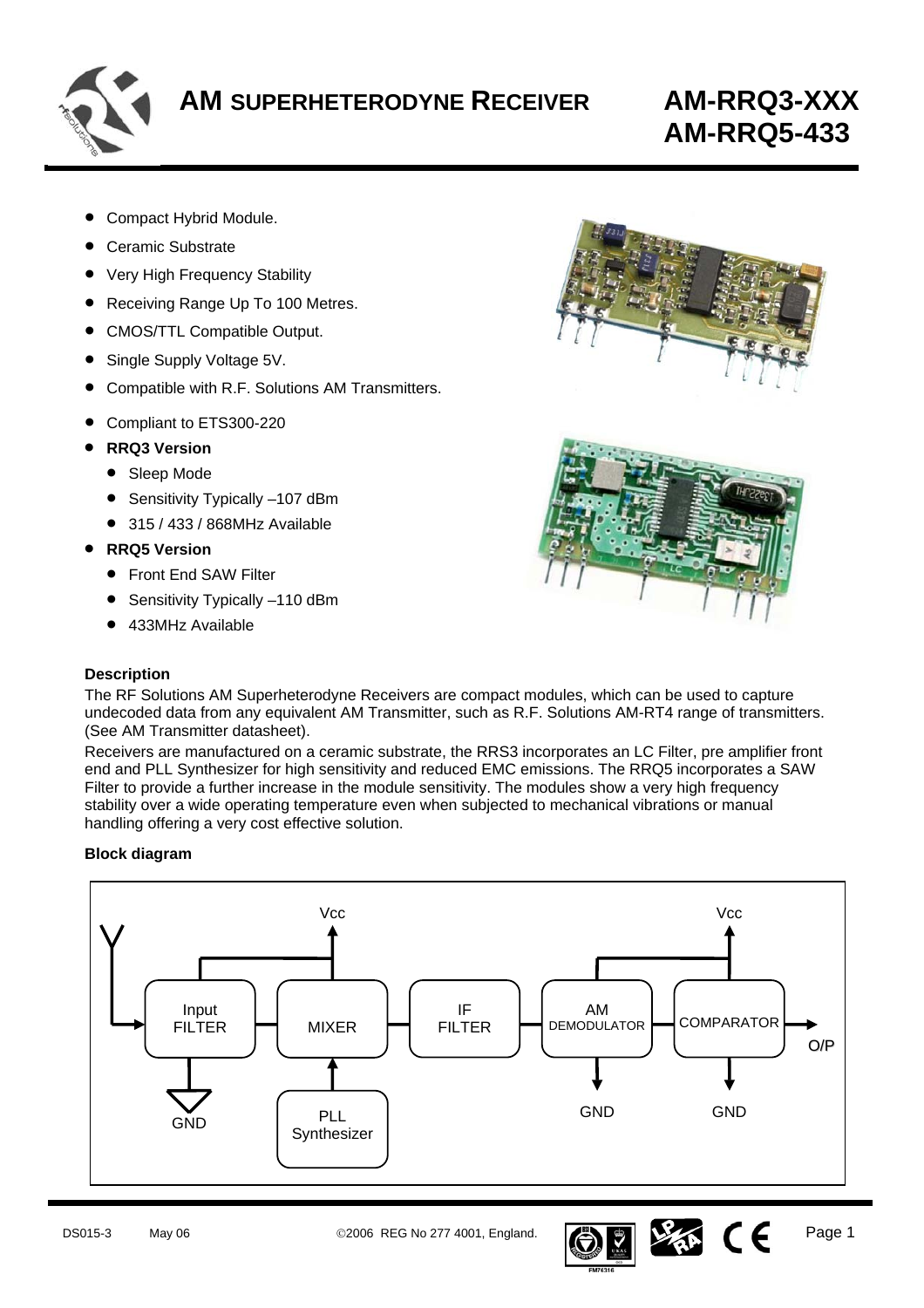# AM SUPERHETERODYNE RECEIVER

# AM-RRQ3-XXX
# AM-RRQ5-433

- Compact Hybrid Module.
- Ceramic Substrate
- Very High Frequency Stability
- Receiving Range Up To 100 Metres.
- CMOS/TTL Compatible Output.
- Single Supply Voltage 5V.
- Compatible with R.F. Solutions AM Transmitters.
- Compliant to ETS300-220
- **RRQ3 Version**
  - Sleep Mode
  - Sensitivity Typically –107 dBm
  - 315 / 433 / 868MHz Available
- **RRQ5 Version**
  - Front End SAW Filter
  - Sensitivity Typically –110 dBm
  - 433MHz Available

**Description**

The RF Solutions AM Superheterodyne Receivers are compact modules, which can be used to capture undecoded data from any equivalent AM Transmitter, such as R.F. Solutions AM-RT4 range of transmitters. (See AM Transmitter datasheet).

Receivers are manufactured on a ceramic substrate, the RRS3 incorporates an LC Filter, pre amplifier front end and PLL Synthesizer for high sensitivity and reduced EMC emissions. The RRQ5 incorporates a SAW Filter to provide a further increase in the module sensitivity. The modules show a very high frequency stability over a wide operating temperature even when subjected to mechanical vibrations or manual handling offering a very cost effective solution.

**Block diagram**

Input FILTER → MIXER → IF FILTER → AM DEMODULATOR → COMPARATOR → O/P

PLL Synthesizer → MIXER

Vcc, GND

DS015-3 May 06 ©2006 REG No 277 4001, England.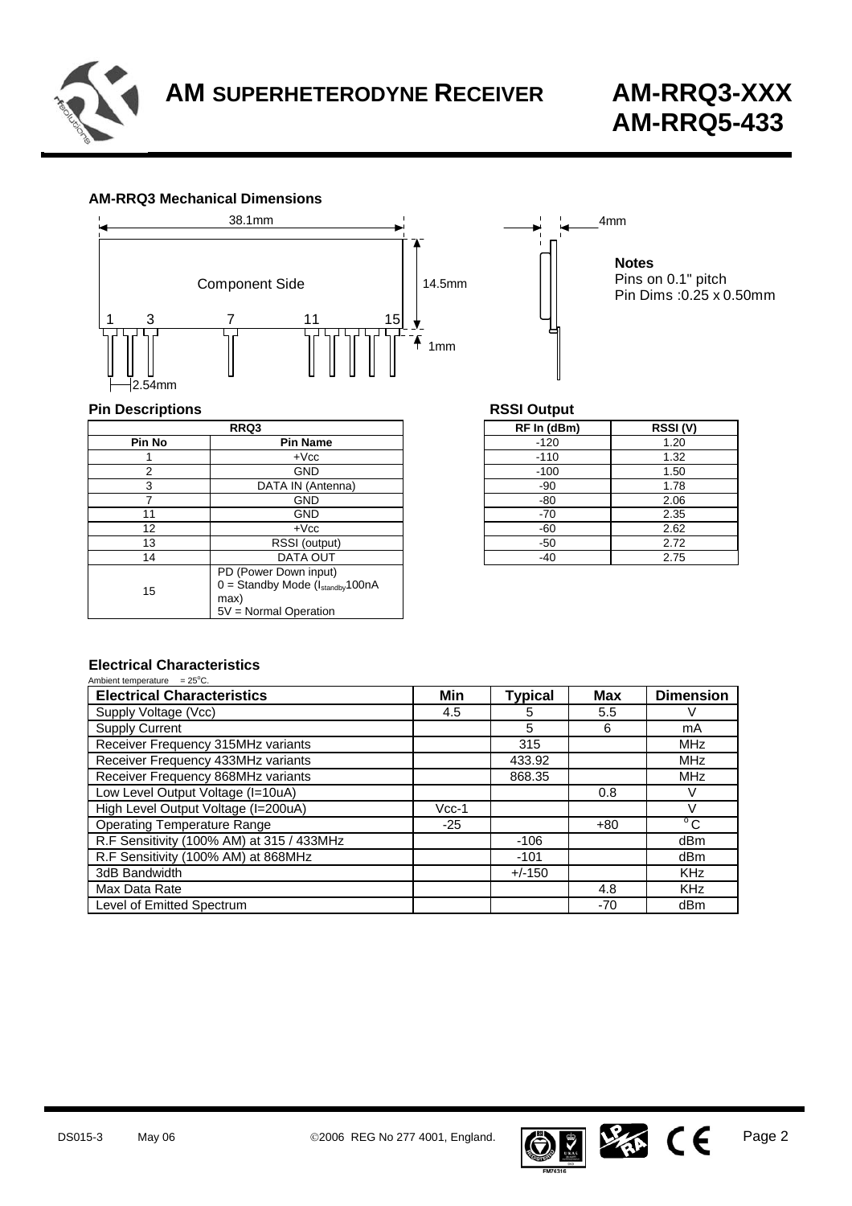# AM SUPERHETERODYNE RECEIVER

# AM-RRQ3-XXX
# AM-RRQ5-433

### AM-RRQ3 Mechanical Dimensions

38.1mm

Component Side

1 3 7 11 15

14.5mm

1mm

2.54mm

4mm

**Notes**
Pins on 0.1" pitch
Pin Dims :0.25 x 0.50mm

### Pin Descriptions

| RRQ3 | |
|---|---|
| **Pin No** | **Pin Name** |
| 1 | +Vcc |
| 2 | GND |
| 3 | DATA IN (Antenna) |
| 7 | GND |
| 11 | GND |
| 12 | +Vcc |
| 13 | RSSI (output) |
| 14 | DATA OUT |
| 15 | PD (Power Down input)<br>0 = Standby Mode ($I_{standby}$100nA max)<br>5V = Normal Operation |

### RSSI Output

| RF In (dBm) | RSSI (V) |
|---|---|
| -120 | 1.20 |
| -110 | 1.32 |
| -100 | 1.50 |
| -90 | 1.78 |
| -80 | 2.06 |
| -70 | 2.35 |
| -60 | 2.62 |
| -50 | 2.72 |
| -40 | 2.75 |

### Electrical Characteristics

Ambient temperature = 25°C.

| Electrical Characteristics | Min | Typical | Max | Dimension |
|---|---|---|---|---|
| Supply Voltage (Vcc) | 4.5 | 5 | 5.5 | V |
| Supply Current | | 5 | 6 | mA |
| Receiver Frequency 315MHz variants | | 315 | | MHz |
| Receiver Frequency 433MHz variants | | 433.92 | | MHz |
| Receiver Frequency 868MHz variants | | 868.35 | | MHz |
| Low Level Output Voltage (I=10uA) | | | 0.8 | V |
| High Level Output Voltage (I=200uA) | Vcc-1 | | | V |
| Operating Temperature Range | -25 | | +80 | °C |
| R.F Sensitivity (100% AM) at 315 / 433MHz | | -106 | | dBm |
| R.F Sensitivity (100% AM) at 868MHz | | -101 | | dBm |
| 3dB Bandwidth | | +/-150 | | KHz |
| Max Data Rate | | | 4.8 | KHz |
| Level of Emitted Spectrum | | | -70 | dBm |

DS015-3 May 06 ©2006 REG No 277 4001, England.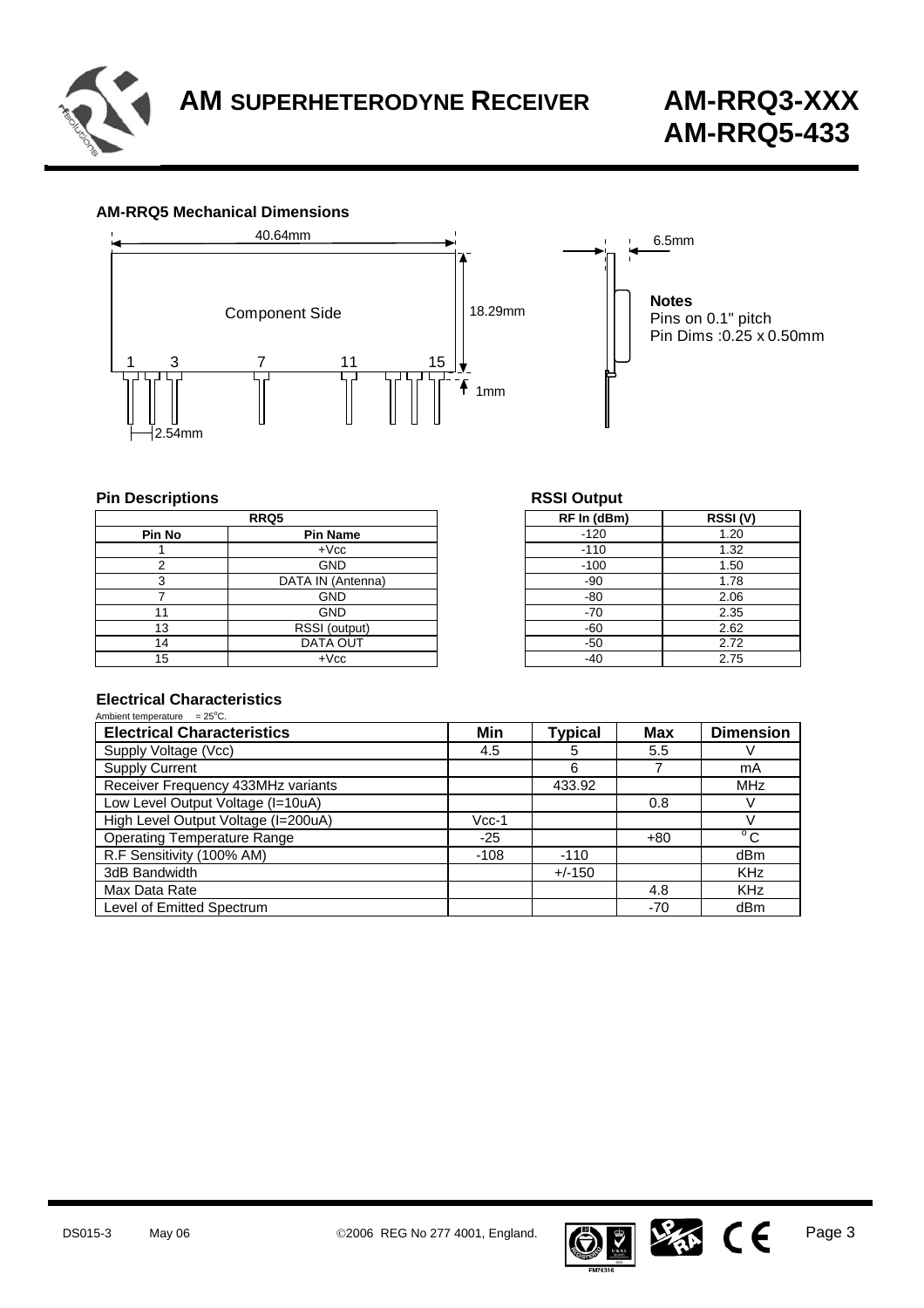# AM SUPERHETERODYNE RECEIVER

# AM-RRQ3-XXX
# AM-RRQ5-433

### AM-RRQ5 Mechanical Dimensions

40.64mm

Component Side

18.29mm

1 3 7 11 15

1mm

2.54mm

6.5mm

**Notes**
Pins on 0.1" pitch
Pin Dims :0.25 x 0.50mm

### Pin Descriptions

| RRQ5 | |
|---|---|
| **Pin No** | **Pin Name** |
| 1 | +Vcc |
| 2 | GND |
| 3 | DATA IN (Antenna) |
| 7 | GND |
| 11 | GND |
| 13 | RSSI (output) |
| 14 | DATA OUT |
| 15 | +Vcc |

### RSSI Output

| RF In (dBm) | RSSI (V) |
|---|---|
| -120 | 1.20 |
| -110 | 1.32 |
| -100 | 1.50 |
| -90 | 1.78 |
| -80 | 2.06 |
| -70 | 2.35 |
| -60 | 2.62 |
| -50 | 2.72 |
| -40 | 2.75 |

### Electrical Characteristics

Ambient temperature = 25°C.

| Electrical Characteristics | Min | Typical | Max | Dimension |
|---|---|---|---|---|
| Supply Voltage (Vcc) | 4.5 | 5 | 5.5 | V |
| Supply Current | | 6 | 7 | mA |
| Receiver Frequency 433MHz variants | | 433.92 | | MHz |
| Low Level Output Voltage (I=10uA) | | | 0.8 | V |
| High Level Output Voltage (I=200uA) | Vcc-1 | | | V |
| Operating Temperature Range | -25 | | +80 | °C |
| R.F Sensitivity (100% AM) | -108 | -110 | | dBm |
| 3dB Bandwidth | | +/-150 | | KHz |
| Max Data Rate | | | 4.8 | KHz |
| Level of Emitted Spectrum | | | -70 | dBm |

DS015-3 May 06 ©2006 REG No 277 4001, England.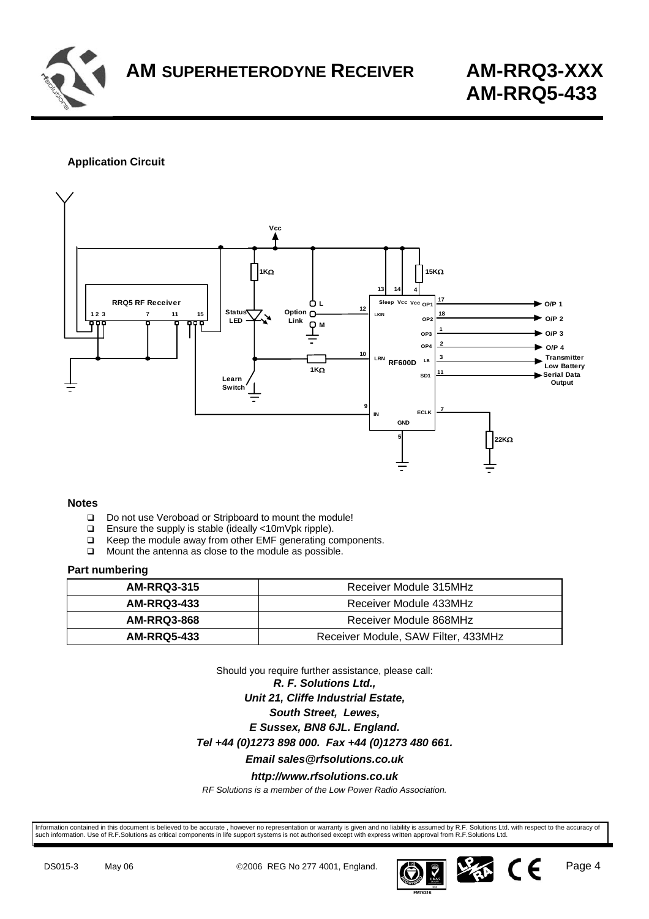## Application Circuit

Vcc

1KΩ

15KΩ

RRQ5 RF Receiver

1 2 3 7 11 15

Status LED

Option Link

L

M

Learn Switch

1KΩ

13 14 4

Sleep Vcc Vcc OP1

12 LKIN

OP2

OP3

OP4

10 LRN RF600D LB

SD1

9 IN

ECLK

GND

5

17 O/P 1

18 O/P 2

1 O/P 3

2 O/P 4

3 Transmitter Low Battery

11 Serial Data Output

7

22KΩ

### Notes

- Do not use Veroboad or Stripboard to mount the module!
- Ensure the supply is stable (ideally <10mVpk ripple).
- Keep the module away from other EMF generating components.
- Mount the antenna as close to the module as possible.

### Part numbering

| | |
|---|---|
| **AM-RRQ3-315** | Receiver Module 315MHz |
| **AM-RRQ3-433** | Receiver Module 433MHz |
| **AM-RRQ3-868** | Receiver Module 868MHz |
| **AM-RRQ5-433** | Receiver Module, SAW Filter, 433MHz |

Should you require further assistance, please call:

***R. F. Solutions Ltd.,***
***Unit 21, Cliffe Industrial Estate,***
***South Street, Lewes,***
***E Sussex, BN8 6JL. England.***
***Tel +44 (0)1273 898 000. Fax +44 (0)1273 480 661.***
***Email sales@rfsolutions.co.uk***
***http://www.rfsolutions.co.uk***

*RF Solutions is a member of the Low Power Radio Association.*

Information contained in this document is believed to be accurate , however no representation or warranty is given and no liability is assumed by R.F. Solutions Ltd. with respect to the accuracy of such information. Use of R.F.Solutions as critical components in life support systems is not authorised except with express written approval from R.F.Solutions Ltd.

DS015-3 May 06 ©2006 REG No 277 4001, England.